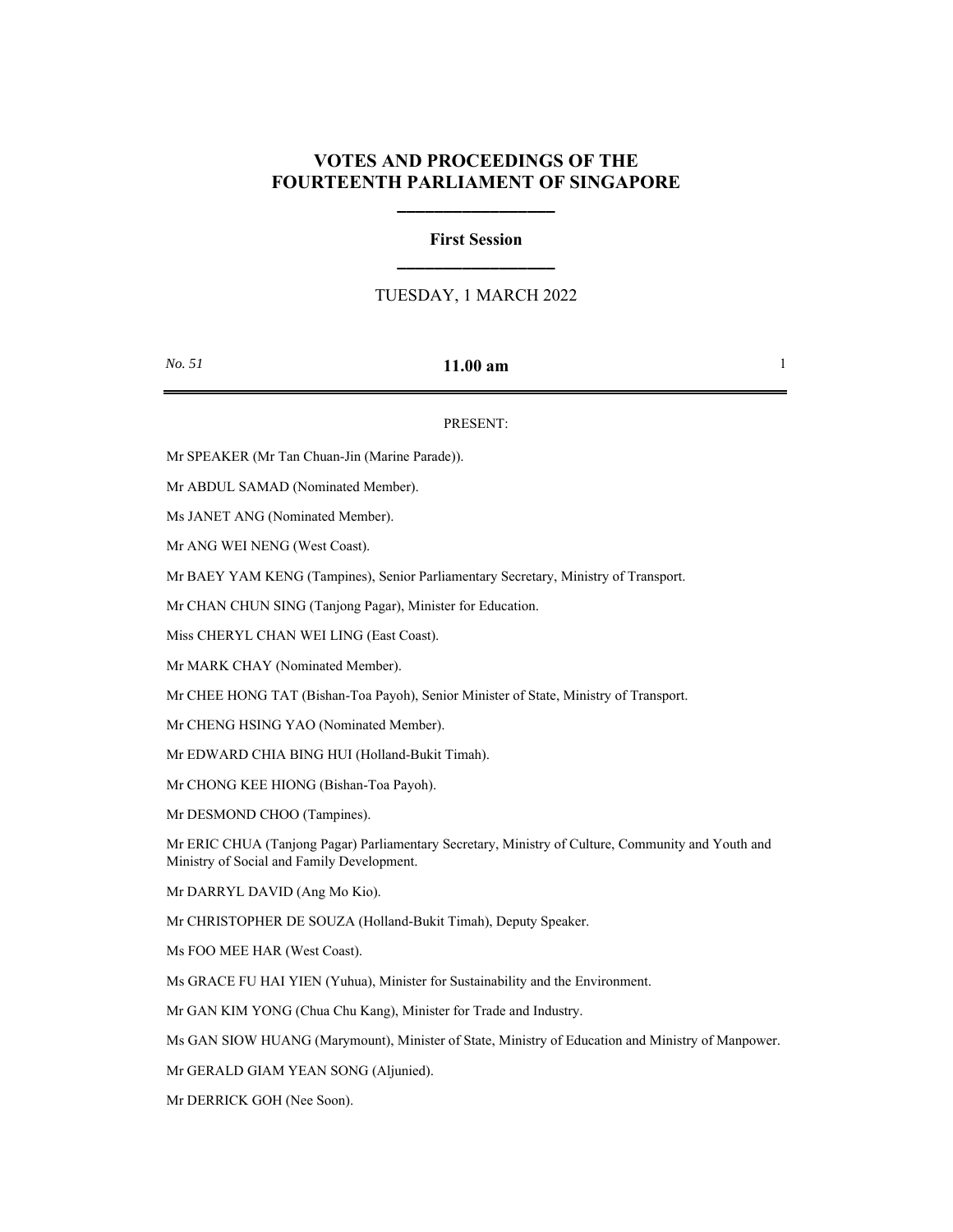# VOTES AND PROCEEDINGS OF THE FOURTEENTH PARLIAMENT OF SINGAPORE

## First Session

TUESDAY, 1 MARCH 2022

*No. 51* **11.00 am**

PRESENT:

Mr SPEAKER (Mr Tan Chuan-Jin (Marine Parade)).

Mr ABDUL SAMAD (Nominated Member).

Ms JANET ANG (Nominated Member).

Mr ANG WEI NENG (West Coast).

Mr BAEY YAM KENG (Tampines), Senior Parliamentary Secretary, Ministry of Transport.

Mr CHAN CHUN SING (Tanjong Pagar), Minister for Education.

Miss CHERYL CHAN WEI LING (East Coast).

Mr MARK CHAY (Nominated Member).

Mr CHEE HONG TAT (Bishan-Toa Payoh), Senior Minister of State, Ministry of Transport.

Mr CHENG HSING YAO (Nominated Member).

Mr EDWARD CHIA BING HUI (Holland-Bukit Timah).

Mr CHONG KEE HIONG (Bishan-Toa Payoh).

Mr DESMOND CHOO (Tampines).

Mr ERIC CHUA (Tanjong Pagar) Parliamentary Secretary, Ministry of Culture, Community and Youth and Ministry of Social and Family Development.

Mr DARRYL DAVID (Ang Mo Kio).

Mr CHRISTOPHER DE SOUZA (Holland-Bukit Timah), Deputy Speaker.

Ms FOO MEE HAR (West Coast).

Ms GRACE FU HAI YIEN (Yuhua), Minister for Sustainability and the Environment.

Mr GAN KIM YONG (Chua Chu Kang), Minister for Trade and Industry.

Ms GAN SIOW HUANG (Marymount), Minister of State, Ministry of Education and Ministry of Manpower.

Mr GERALD GIAM YEAN SONG (Aljunied).

Mr DERRICK GOH (Nee Soon).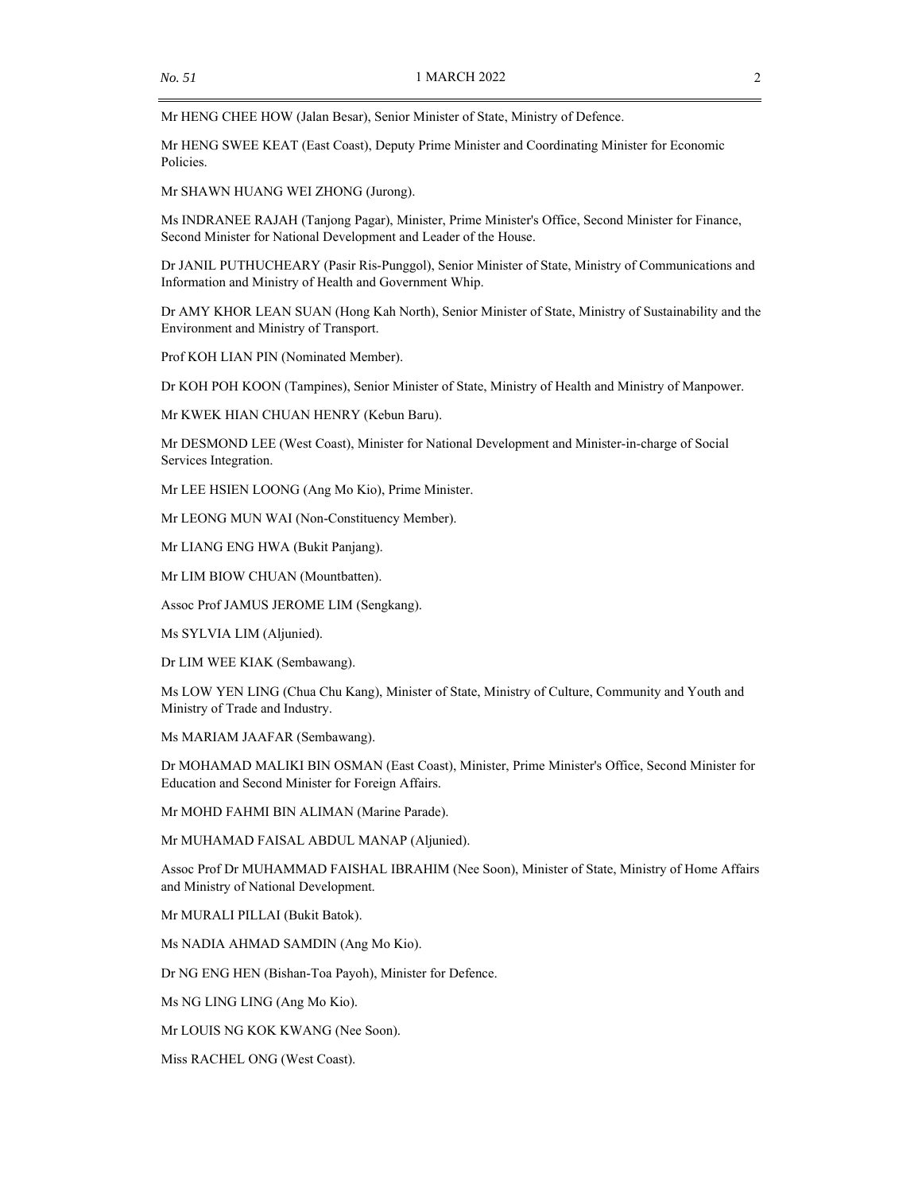Mr HENG CHEE HOW (Jalan Besar), Senior Minister of State, Ministry of Defence.

Mr HENG SWEE KEAT (East Coast), Deputy Prime Minister and Coordinating Minister for Economic Policies.

Mr SHAWN HUANG WEI ZHONG (Jurong).

Ms INDRANEE RAJAH (Tanjong Pagar), Minister, Prime Minister's Office, Second Minister for Finance, Second Minister for National Development and Leader of the House.

Dr JANIL PUTHUCHEARY (Pasir Ris-Punggol), Senior Minister of State, Ministry of Communications and Information and Ministry of Health and Government Whip.

Dr AMY KHOR LEAN SUAN (Hong Kah North), Senior Minister of State, Ministry of Sustainability and the Environment and Ministry of Transport.

Prof KOH LIAN PIN (Nominated Member).

Dr KOH POH KOON (Tampines), Senior Minister of State, Ministry of Health and Ministry of Manpower.

Mr KWEK HIAN CHUAN HENRY (Kebun Baru).

Mr DESMOND LEE (West Coast), Minister for National Development and Minister-in-charge of Social Services Integration.

Mr LEE HSIEN LOONG (Ang Mo Kio), Prime Minister.

Mr LEONG MUN WAI (Non-Constituency Member).

Mr LIANG ENG HWA (Bukit Panjang).

Mr LIM BIOW CHUAN (Mountbatten).

Assoc Prof JAMUS JEROME LIM (Sengkang).

Ms SYLVIA LIM (Aljunied).

Dr LIM WEE KIAK (Sembawang).

Ms LOW YEN LING (Chua Chu Kang), Minister of State, Ministry of Culture, Community and Youth and Ministry of Trade and Industry.

Ms MARIAM JAAFAR (Sembawang).

Dr MOHAMAD MALIKI BIN OSMAN (East Coast), Minister, Prime Minister's Office, Second Minister for Education and Second Minister for Foreign Affairs.

Mr MOHD FAHMI BIN ALIMAN (Marine Parade).

Mr MUHAMAD FAISAL ABDUL MANAP (Aljunied).

Assoc Prof Dr MUHAMMAD FAISHAL IBRAHIM (Nee Soon), Minister of State, Ministry of Home Affairs and Ministry of National Development.

Mr MURALI PILLAI (Bukit Batok).

Ms NADIA AHMAD SAMDIN (Ang Mo Kio).

Dr NG ENG HEN (Bishan-Toa Payoh), Minister for Defence.

Ms NG LING LING (Ang Mo Kio).

Mr LOUIS NG KOK KWANG (Nee Soon).

Miss RACHEL ONG (West Coast).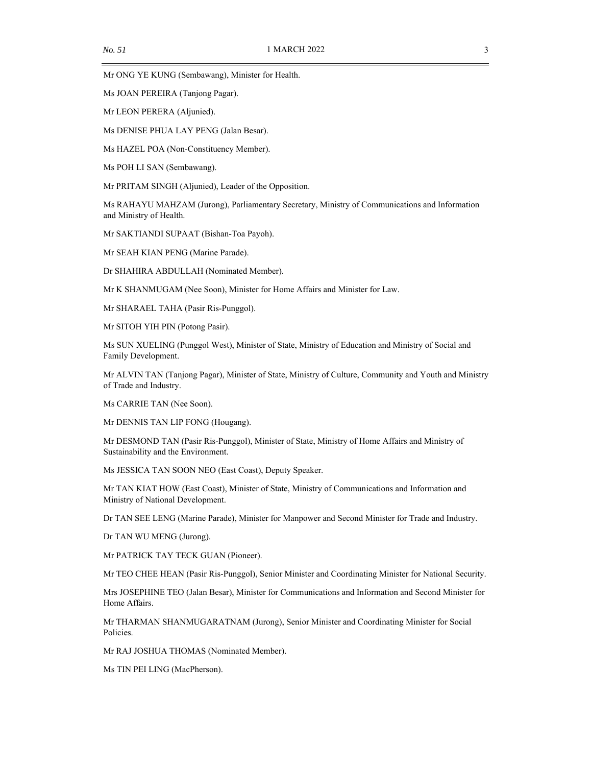Mr ONG YE KUNG (Sembawang), Minister for Health.

Ms JOAN PEREIRA (Tanjong Pagar).

Mr LEON PERERA (Aljunied).

Ms DENISE PHUA LAY PENG (Jalan Besar).

Ms HAZEL POA (Non-Constituency Member).

Ms POH LI SAN (Sembawang).

Mr PRITAM SINGH (Aljunied), Leader of the Opposition.

Ms RAHAYU MAHZAM (Jurong), Parliamentary Secretary, Ministry of Communications and Information and Ministry of Health.

Mr SAKTIANDI SUPAAT (Bishan-Toa Payoh).

Mr SEAH KIAN PENG (Marine Parade).

Dr SHAHIRA ABDULLAH (Nominated Member).

Mr K SHANMUGAM (Nee Soon), Minister for Home Affairs and Minister for Law.

Mr SHARAEL TAHA (Pasir Ris-Punggol).

Mr SITOH YIH PIN (Potong Pasir).

Ms SUN XUELING (Punggol West), Minister of State, Ministry of Education and Ministry of Social and Family Development.

Mr ALVIN TAN (Tanjong Pagar), Minister of State, Ministry of Culture, Community and Youth and Ministry of Trade and Industry.

Ms CARRIE TAN (Nee Soon).

Mr DENNIS TAN LIP FONG (Hougang).

Mr DESMOND TAN (Pasir Ris-Punggol), Minister of State, Ministry of Home Affairs and Ministry of Sustainability and the Environment.

Ms JESSICA TAN SOON NEO (East Coast), Deputy Speaker.

Mr TAN KIAT HOW (East Coast), Minister of State, Ministry of Communications and Information and Ministry of National Development.

Dr TAN SEE LENG (Marine Parade), Minister for Manpower and Second Minister for Trade and Industry.

Dr TAN WU MENG (Jurong).

Mr PATRICK TAY TECK GUAN (Pioneer).

Mr TEO CHEE HEAN (Pasir Ris-Punggol), Senior Minister and Coordinating Minister for National Security.

Mrs JOSEPHINE TEO (Jalan Besar), Minister for Communications and Information and Second Minister for Home Affairs.

Mr THARMAN SHANMUGARATNAM (Jurong), Senior Minister and Coordinating Minister for Social Policies.

Mr RAJ JOSHUA THOMAS (Nominated Member).

Ms TIN PEI LING (MacPherson).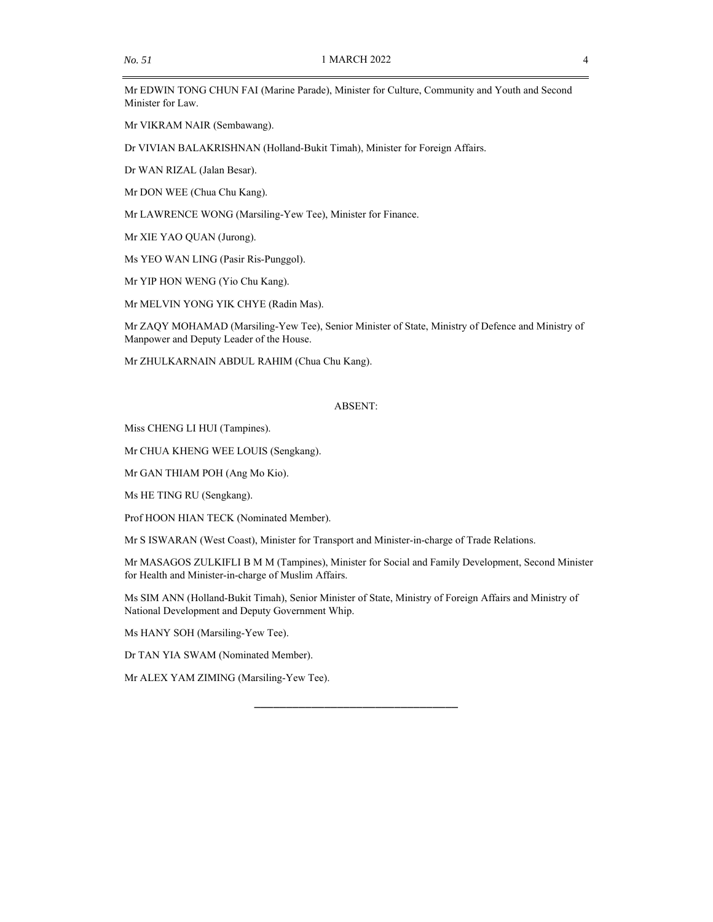Mr EDWIN TONG CHUN FAI (Marine Parade), Minister for Culture, Community and Youth and Second Minister for Law.

Mr VIKRAM NAIR (Sembawang).

Dr VIVIAN BALAKRISHNAN (Holland-Bukit Timah), Minister for Foreign Affairs.

Dr WAN RIZAL (Jalan Besar).

Mr DON WEE (Chua Chu Kang).

Mr LAWRENCE WONG (Marsiling-Yew Tee), Minister for Finance.

Mr XIE YAO QUAN (Jurong).

Ms YEO WAN LING (Pasir Ris-Punggol).

Mr YIP HON WENG (Yio Chu Kang).

Mr MELVIN YONG YIK CHYE (Radin Mas).

Mr ZAQY MOHAMAD (Marsiling-Yew Tee), Senior Minister of State, Ministry of Defence and Ministry of Manpower and Deputy Leader of the House.

Mr ZHULKARNAIN ABDUL RAHIM (Chua Chu Kang).

ABSENT:

Miss CHENG LI HUI (Tampines).

Mr CHUA KHENG WEE LOUIS (Sengkang).

Mr GAN THIAM POH (Ang Mo Kio).

Ms HE TING RU (Sengkang).

Prof HOON HIAN TECK (Nominated Member).

Mr S ISWARAN (West Coast), Minister for Transport and Minister-in-charge of Trade Relations.

Mr MASAGOS ZULKIFLI B M M (Tampines), Minister for Social and Family Development, Second Minister for Health and Minister-in-charge of Muslim Affairs.

Ms SIM ANN (Holland-Bukit Timah), Senior Minister of State, Ministry of Foreign Affairs and Ministry of National Development and Deputy Government Whip.

Ms HANY SOH (Marsiling-Yew Tee).

Dr TAN YIA SWAM (Nominated Member).

Mr ALEX YAM ZIMING (Marsiling-Yew Tee).

---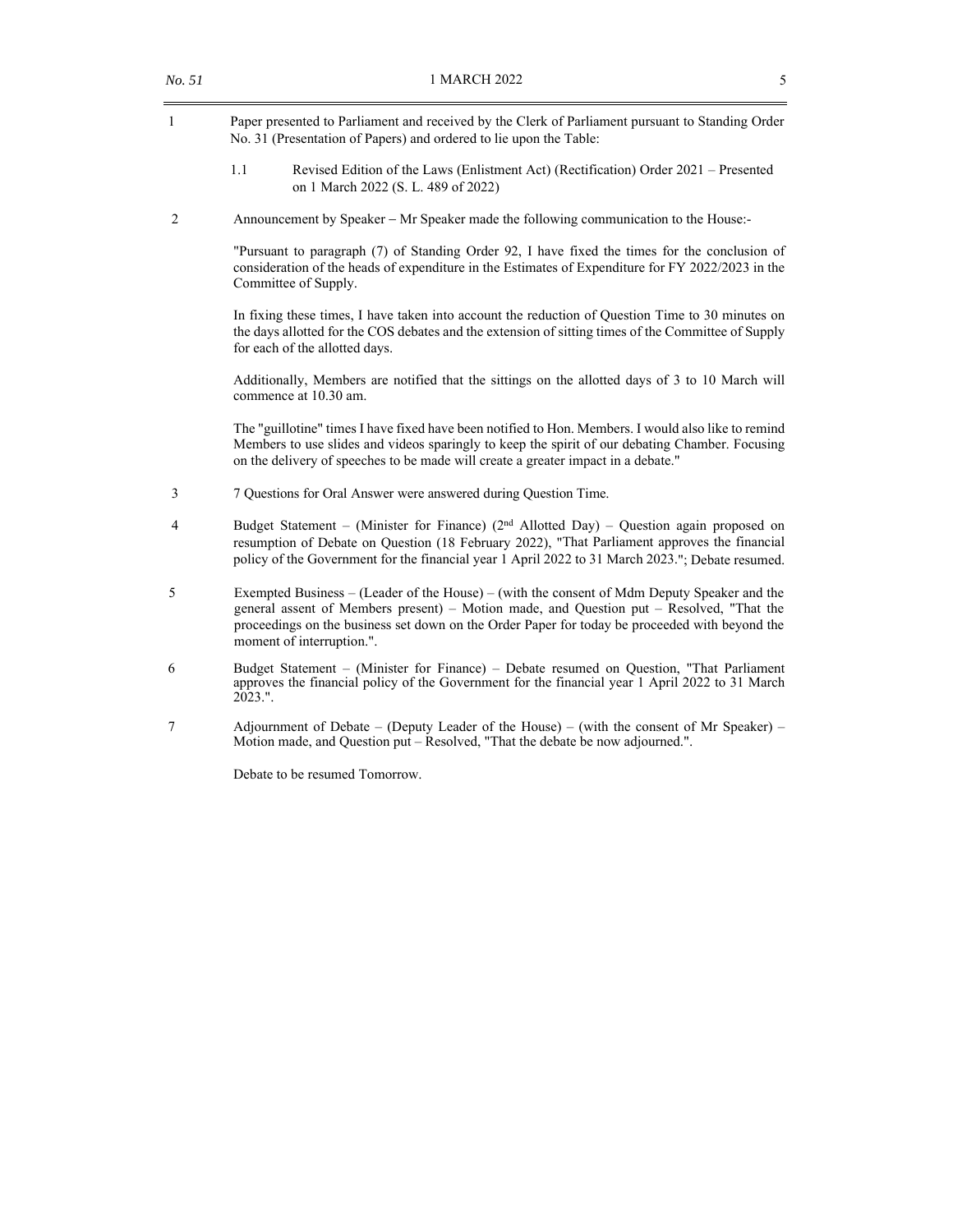1 Paper presented to Parliament and received by the Clerk of Parliament pursuant to Standing Order No. 31 (Presentation of Papers) and ordered to lie upon the Table:

1.1 Revised Edition of the Laws (Enlistment Act) (Rectification) Order 2021 – Presented on 1 March 2022 (S. L. 489 of 2022)

2 Announcement by Speaker – Mr Speaker made the following communication to the House:-

"Pursuant to paragraph (7) of Standing Order 92, I have fixed the times for the conclusion of consideration of the heads of expenditure in the Estimates of Expenditure for FY 2022/2023 in the Committee of Supply.

In fixing these times, I have taken into account the reduction of Question Time to 30 minutes on the days allotted for the COS debates and the extension of sitting times of the Committee of Supply for each of the allotted days.

Additionally, Members are notified that the sittings on the allotted days of 3 to 10 March will commence at 10.30 am.

The "guillotine" times I have fixed have been notified to Hon. Members. I would also like to remind Members to use slides and videos sparingly to keep the spirit of our debating Chamber. Focusing on the delivery of speeches to be made will create a greater impact in a debate."

3 7 Questions for Oral Answer were answered during Question Time.

4 Budget Statement – (Minister for Finance) (2nd Allotted Day) – Question again proposed on resumption of Debate on Question (18 February 2022), "That Parliament approves the financial policy of the Government for the financial year 1 April 2022 to 31 March 2023."; Debate resumed.

5 Exempted Business – (Leader of the House) – (with the consent of Mdm Deputy Speaker and the general assent of Members present) – Motion made, and Question put – Resolved, "That the proceedings on the business set down on the Order Paper for today be proceeded with beyond the moment of interruption.".

6 Budget Statement – (Minister for Finance) – Debate resumed on Question, "That Parliament approves the financial policy of the Government for the financial year 1 April 2022 to 31 March 2023.".

7 Adjournment of Debate – (Deputy Leader of the House) – (with the consent of Mr Speaker) – Motion made, and Question put – Resolved, "That the debate be now adjourned.".

Debate to be resumed Tomorrow.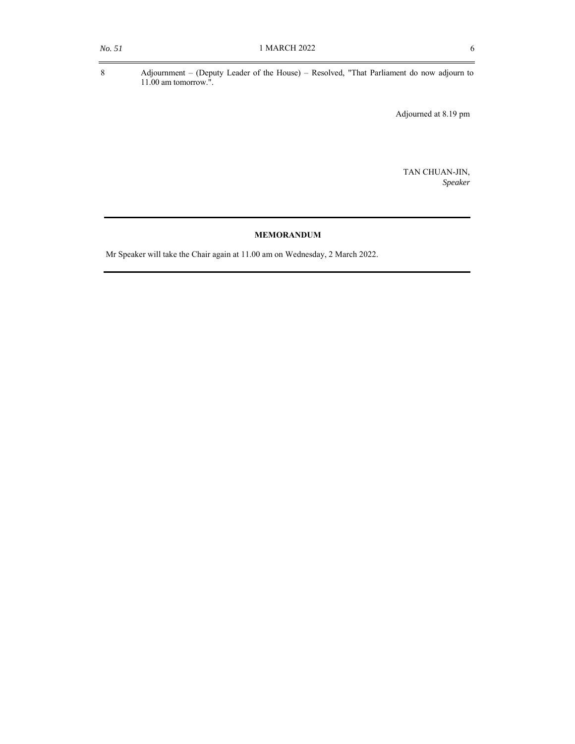8 Adjournment – (Deputy Leader of the House) – Resolved, "That Parliament do now adjourn to 11.00 am tomorrow.".

Adjourned at 8.19 pm

TAN CHUAN-JIN,
*Speaker*

---

**MEMORANDUM**

Mr Speaker will take the Chair again at 11.00 am on Wednesday, 2 March 2022.

---